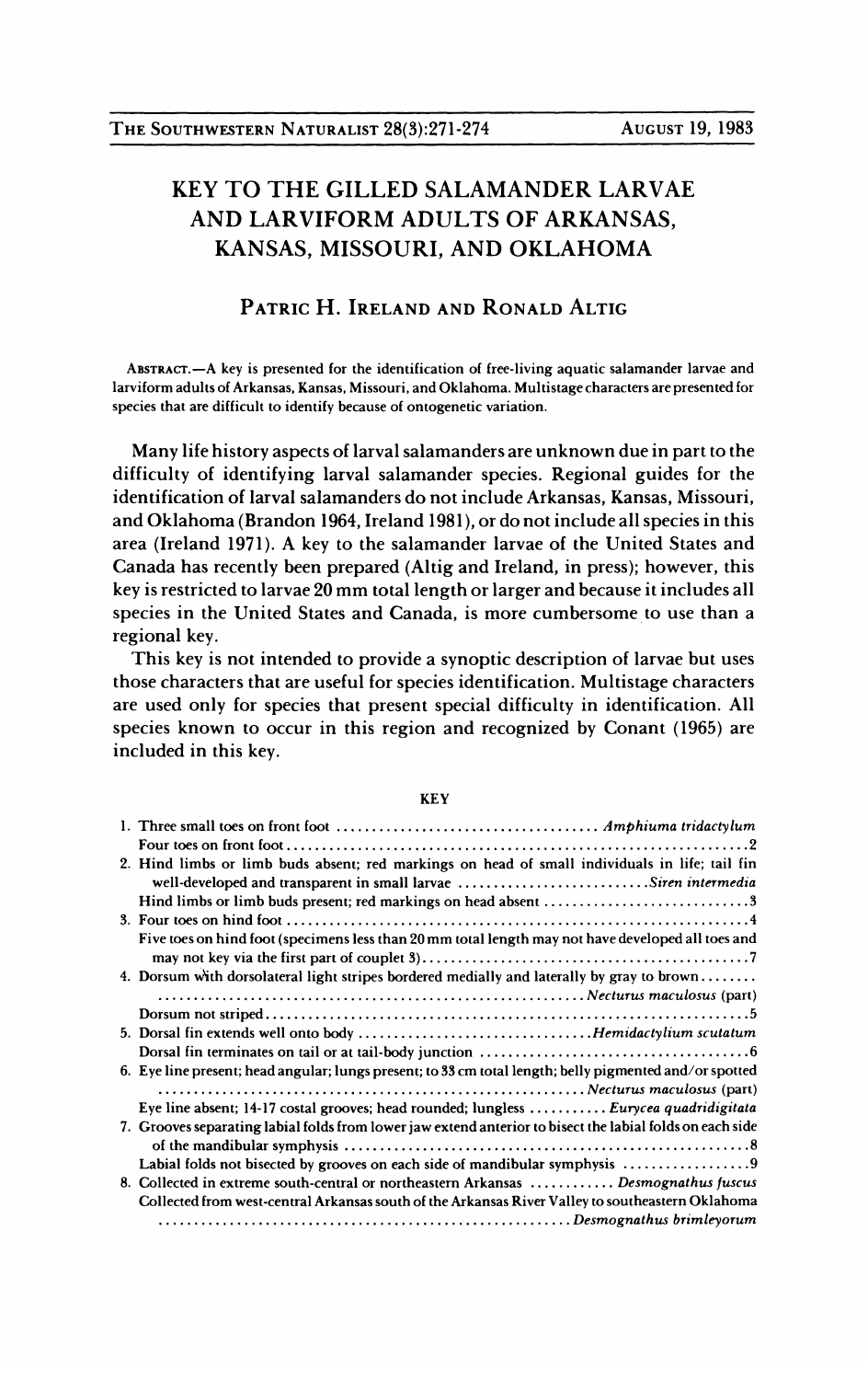# KEY TO THE GILLED SALAMANDER LARVAE AND LARVIFORM ADULTS OF ARKANSAS, KANSAS, MISSOURI, AND OKLAHOMA

## PATRIC H. IRELAND AND RONALD ALTIG

ABSTRACT.—A key is presented for the identification of free-living aquatic salamander larvae and larviform adults of Arkansas, Kansas, Missouri, and Oklahoma. Multistage characters are presented for species that are difficult to identify because of ontogenetic variation.

Many life history aspects of larval salamanders are unknown due in part to the difficulty of identifying larval salamander species. Regional guides for the identification of larval salamanders do not include Arkansas, Kansas, Missouri, and Oklahoma (Brandon 1964, Ireland 1981), or do not include all species in this area (Ireland 1971). A key to the salamander larvae of the United States and Canada has recently been prepared (Altig and Ireland, in press); however, this key is restricted to larvae 20 mm total length or larger and because it includes all species in the United States and Canada, is more cumbersome to use than a regional key.

This key is not intended to provide a synoptic description of larvae but uses those characters that are useful for species identification. Multistage characters are used only for species that present special difficulty in identification. All species known to occur in this region and recognized by Conant (1965) are included in this key.

### KEY

1. Three small toes on front foot .................................... *Amphiuma tridactylum*
   Four toes on front foot ................................................................ 2
2. Hind limbs or limb buds absent; red markings on head of small individuals in life; tail fin well-developed and transparent in small larvae .......................... *Siren intermedia*
   Hind limbs or limb buds present; red markings on head absent ............................ 3
3. Four toes on hind foot ................................................................ 4
   Five toes on hind foot (specimens less than 20 mm total length may not have developed all toes and may not key via the first part of couplet 3) ................................................ 7
4. Dorsum with dorsolateral light stripes bordered medially and laterally by gray to brown ........ ........................................................ *Necturus maculosus* (part)
   Dorsum not striped ................................................................ 5
5. Dorsal fin extends well onto body ................................ *Hemidactylium scutatum*
   Dorsal fin terminates on tail or at tail-body junction .................................... 6
6. Eye line present; head angular; lungs present; to 33 cm total length; belly pigmented and/or spotted ........................................................ *Necturus maculosus* (part)
   Eye line absent; 14-17 costal grooves; head rounded; lungless .......... *Eurycea quadridigitata*
7. Grooves separating labial folds from lower jaw extend anterior to bisect the labial folds on each side of the mandibular symphysis ........................................................ 8
   Labial folds not bisected by grooves on each side of mandibular symphysis ................. 9
8. Collected in extreme south-central or northeastern Arkansas ............ *Desmognathus fuscus*
   Collected from west-central Arkansas south of the Arkansas River Valley to southeastern Oklahoma ........................................................ *Desmognathus brimleyorum*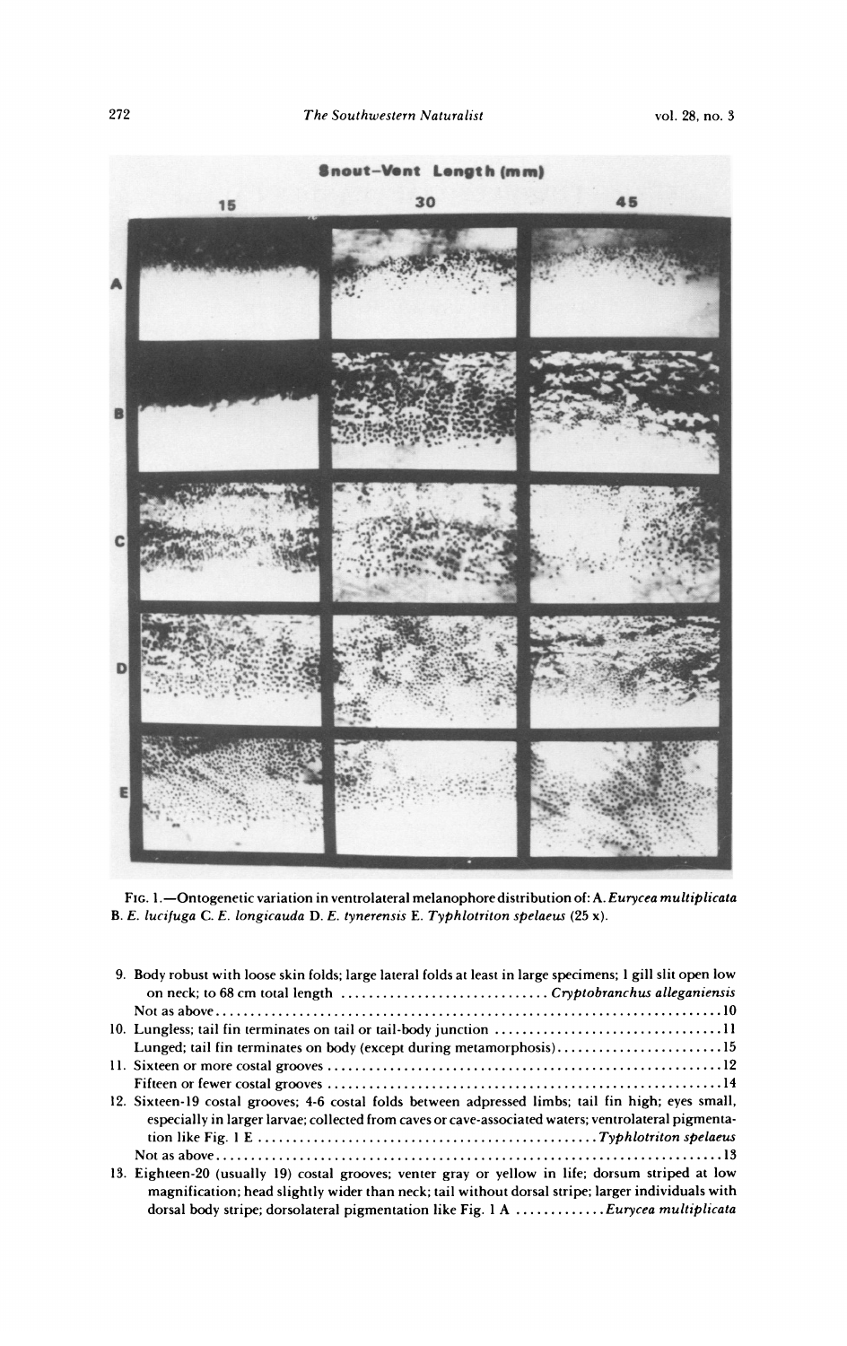FIG. 1.—Ontogenetic variation in ventrolateral melanophore distribution of: A. *Eurycea multiplicata* B. *E. lucifuga* C. *E. longicauda* D. *E. tynerensis* E. *Typhlotriton spelaeus* (25 x).

9. Body robust with loose skin folds; large lateral folds at least in large specimens; 1 gill slit open low on neck; to 68 cm total length ............................ *Cryptobranchus alleganiensis*
   Not as above ......................................................................... 10
10. Lungless; tail fin terminates on tail or tail-body junction ................................ 11
    Lunged; tail fin terminates on body (except during metamorphosis) ........................ 15
11. Sixteen or more costal grooves ......................................................... 12
    Fifteen or fewer costal grooves ....................................................... 14
12. Sixteen-19 costal grooves; 4-6 costal folds between adpressed limbs; tail fin high; eyes small, especially in larger larvae; collected from caves or cave-associated waters; ventrolateral pigmentation like Fig. 1 E ............................................. *Typhlotriton spelaeus*
    Not as above ......................................................................... 13
13. Eighteen-20 (usually 19) costal grooves; venter gray or yellow in life; dorsum striped at low magnification; head slightly wider than neck; tail without dorsal stripe; larger individuals with dorsal body stripe; dorsolateral pigmentation like Fig. 1 A ............ *Eurycea multiplicata*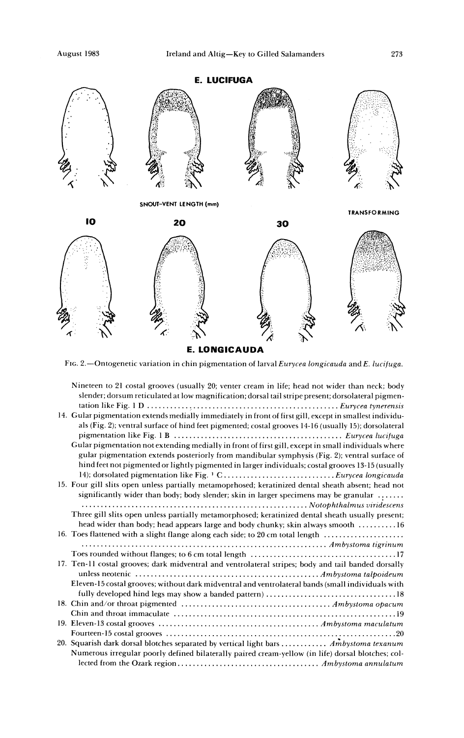E. LUCIFUGA

SNOUT-VENT LENGTH (mm)

10 20 30 TRANSFORMING

E. LONGICAUDA

FIG. 2.—Ontogenetic variation in chin pigmentation of larval *Eurycea longicauda* and *E. lucifuga*.

Nineteen to 21 costal grooves (usually 20; venter cream in life; head not wider than neck; body slender; dorsum reticulated at low magnification; dorsal tail stripe present; dorsolateral pigmentation like Fig. 1 D ................................................ *Eurycea tynerensis*

14. Gular pigmentation extends medially immediately in front of first gill, except in smallest individuals (Fig. 2); ventral surface of hind feet pigmented; costal grooves 14-16 (usually 15); dorsolateral pigmentation like Fig. 1 B ........................................ *Eurycea lucifuga*

    Gular pigmentation not extending medially in front of first gill, except in small individuals where gular pigmentation extends posteriorly from mandibular symphysis (Fig. 2); ventral surface of hind feet not pigmented or lightly pigmented in larger individuals; costal grooves 13-15 (usually 14); dorsolated pigmentation like Fig. [1] C ........................... *Eurycea longicauda*

15. Four gill slits open unless partially metamoprhosed; keratinized dental sheath absent; head not significantly wider than body; body slender; skin in larger specimens may be granular ....... ........................................................ *Notophthalmus viridescens*

    Three gill slits open unless partially metamorphosed; keratinized dental sheath usually present; head wider than body; head appears large and body chunky; skin always smooth ......... 16

16. Toes flattened with a slight flange along each side; to 20 cm total length .................... ............................................................ *Ambystoma tigrinum*

    Toes rounded without flanges; to 6 cm total length ..................................... 17

17. Ten-11 costal grooves; dark midventral and ventrolateral stripes; body and tail banded dorsally unless neotenic ............................................ *Ambystoma talpoideum*

    Eleven-15 costal grooves; without dark midventral and ventrolateral bands (small individuals with fully developed hind legs may show a banded pattern) ................................ 18

18. Chin and/or throat pigmented ....................................... *Ambystoma opacum*

    Chin and throat immaculate ........................................................ 19

19. Eleven-13 costal grooves .......................................... *Ambystoma maculatum*

    Fourteen-15 costal grooves ......................................................... 20

20. Squarish dark dorsal blotches separated by vertical light bars ............ *Ambystoma texanum*

    Numerous irregular poorly defined bilaterally paired cream-yellow (in life) dorsal blotches; collected from the Ozark region .................................... *Ambystoma annulatum*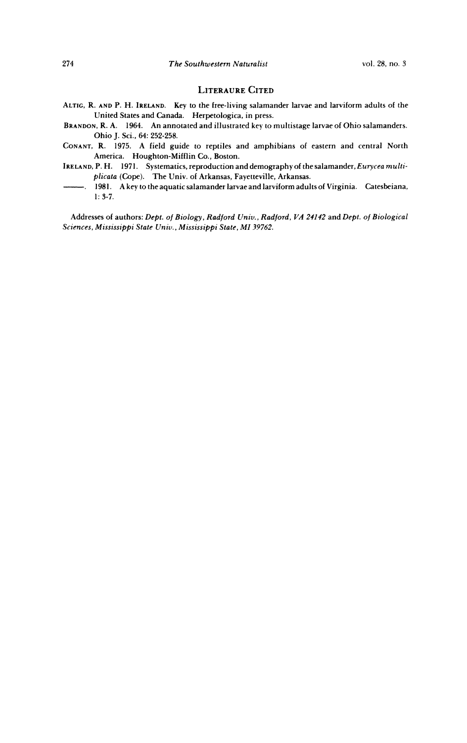## LITERAURE CITED

ALTIG, R. AND P. H. IRELAND. Key to the free-living salamander larvae and larviform adults of the United States and Canada. Herpetologica, in press.

BRANDON, R. A. 1964. An annotated and illustrated key to multistage larvae of Ohio salamanders. Ohio J. Sci., 64: 252-258.

CONANT, R. 1975. A field guide to reptiles and amphibians of eastern and central North America. Houghton-Mifflin Co., Boston.

IRELAND, P. H. 1971. Systematics, reproduction and demography of the salamander, *Eurycea multiplicata* (Cope). The Univ. of Arkansas, Fayetteville, Arkansas.

———. 1981. A key to the aquatic salamander larvae and larviform adults of Virginia. Catesbeiana, 1: 3-7.

Addresses of authors: *Dept. of Biology, Radford Univ., Radford, VA 24142* and *Dept. of Biological Sciences, Mississippi State Univ., Mississippi State, MI 39762.*